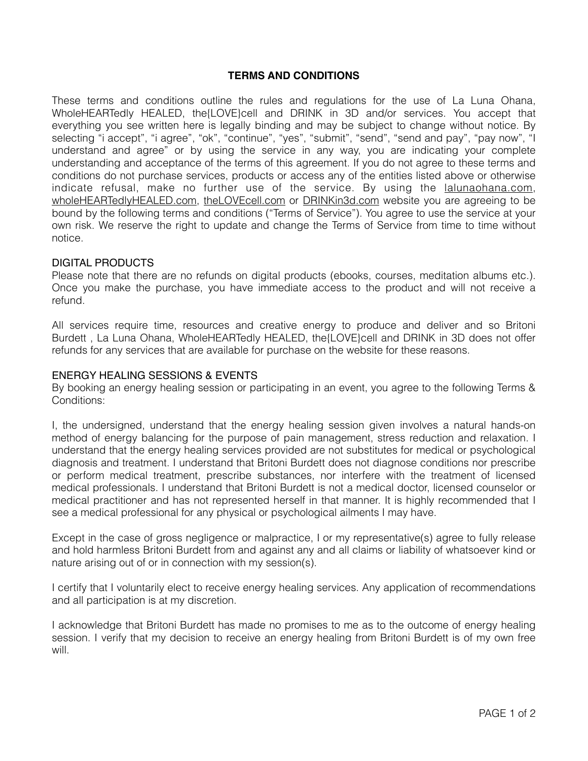# TERMS AND CONDITIONS

These terms and conditions outline the rules and regulations for the use of La Luna Ohana, WholeHEARTedly HEALED, the{LOVE}cell and DRINK in 3D and/or services. You accept that everything you see written here is legally binding and may be subject to change without notice. By selecting "i accept", "i agree", "ok", "continue", "yes", "submit", "send", "send and pay", "pay now", "I understand and agree" or by using the service in any way, you are indicating your complete understanding and acceptance of the terms of this agreement. If you do not agree to these terms and conditions do not purchase services, products or access any of the entities listed above or otherwise indicate refusal, make no further use of the service. By using the lalunaohana.com, wholeHEARTedlyHEALED.com, theLOVEcell.com or DRINKin3d.com website you are agreeing to be bound by the following terms and conditions ("Terms of Service"). You agree to use the service at your own risk. We reserve the right to update and change the Terms of Service from time to time without notice.

## DIGITAL PRODUCTS

Please note that there are no refunds on digital products (ebooks, courses, meditation albums etc.). Once you make the purchase, you have immediate access to the product and will not receive a refund.

All services require time, resources and creative energy to produce and deliver and so Britoni Burdett , La Luna Ohana, WholeHEARTedly HEALED, the{LOVE}cell and DRINK in 3D does not offer refunds for any services that are available for purchase on the website for these reasons.

## ENERGY HEALING SESSIONS & EVENTS

By booking an energy healing session or participating in an event, you agree to the following Terms & Conditions:

I, the undersigned, understand that the energy healing session given involves a natural hands-on method of energy balancing for the purpose of pain management, stress reduction and relaxation. I understand that the energy healing services provided are not substitutes for medical or psychological diagnosis and treatment. I understand that Britoni Burdett does not diagnose conditions nor prescribe or perform medical treatment, prescribe substances, nor interfere with the treatment of licensed medical professionals. I understand that Britoni Burdett is not a medical doctor, licensed counselor or medical practitioner and has not represented herself in that manner. It is highly recommended that I see a medical professional for any physical or psychological ailments I may have.

Except in the case of gross negligence or malpractice, I or my representative(s) agree to fully release and hold harmless Britoni Burdett from and against any and all claims or liability of whatsoever kind or nature arising out of or in connection with my session(s).

I certify that I voluntarily elect to receive energy healing services. Any application of recommendations and all participation is at my discretion.

I acknowledge that Britoni Burdett has made no promises to me as to the outcome of energy healing session. I verify that my decision to receive an energy healing from Britoni Burdett is of my own free will.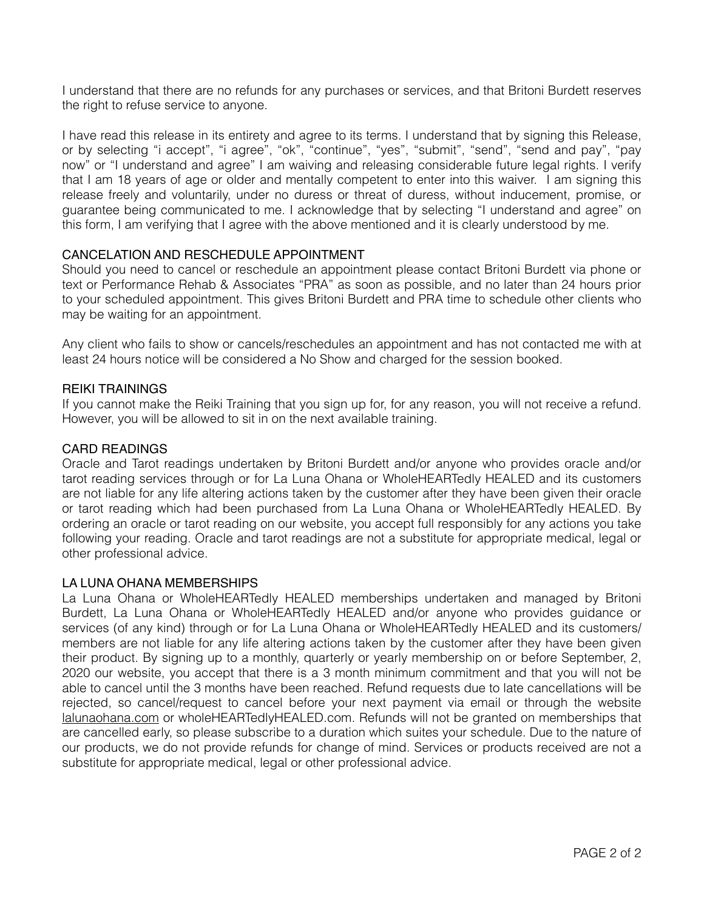I understand that there are no refunds for any purchases or services, and that Britoni Burdett reserves the right to refuse service to anyone.

I have read this release in its entirety and agree to its terms. I understand that by signing this Release, or by selecting "i accept", "i agree", "ok", "continue", "yes", "submit", "send", "send and pay", "pay now" or "I understand and agree" I am waiving and releasing considerable future legal rights. I verify that I am 18 years of age or older and mentally competent to enter into this waiver. I am signing this release freely and voluntarily, under no duress or threat of duress, without inducement, promise, or guarantee being communicated to me. I acknowledge that by selecting "I understand and agree" on this form, I am verifying that I agree with the above mentioned and it is clearly understood by me.

## CANCELATION AND RESCHEDULE APPOINTMENT

Should you need to cancel or reschedule an appointment please contact Britoni Burdett via phone or text or Performance Rehab & Associates "PRA" as soon as possible, and no later than 24 hours prior to your scheduled appointment. This gives Britoni Burdett and PRA time to schedule other clients who may be waiting for an appointment.

Any client who fails to show or cancels/reschedules an appointment and has not contacted me with at least 24 hours notice will be considered a No Show and charged for the session booked.

## REIKI TRAININGS

If you cannot make the Reiki Training that you sign up for, for any reason, you will not receive a refund. However, you will be allowed to sit in on the next available training.

## CARD READINGS

Oracle and Tarot readings undertaken by Britoni Burdett and/or anyone who provides oracle and/or tarot reading services through or for La Luna Ohana or WholeHEARTedly HEALED and its customers are not liable for any life altering actions taken by the customer after they have been given their oracle or tarot reading which had been purchased from La Luna Ohana or WholeHEARTedly HEALED. By ordering an oracle or tarot reading on our website, you accept full responsibly for any actions you take following your reading. Oracle and tarot readings are not a substitute for appropriate medical, legal or other professional advice.

## LA LUNA OHANA MEMBERSHIPS

La Luna Ohana or WholeHEARTedly HEALED memberships undertaken and managed by Britoni Burdett, La Luna Ohana or WholeHEARTedly HEALED and/or anyone who provides guidance or services (of any kind) through or for La Luna Ohana or WholeHEARTedly HEALED and its customers/members are not liable for any life altering actions taken by the customer after they have been given their product. By signing up to a monthly, quarterly or yearly membership on or before September, 2, 2020 our website, you accept that there is a 3 month minimum commitment and that you will not be able to cancel until the 3 months have been reached. Refund requests due to late cancellations will be rejected, so cancel/request to cancel before your next payment via email or through the website lalunaohana.com or wholeHEARTedlyHEALED.com. Refunds will not be granted on memberships that are cancelled early, so please subscribe to a duration which suites your schedule. Due to the nature of our products, we do not provide refunds for change of mind. Services or products received are not a substitute for appropriate medical, legal or other professional advice.